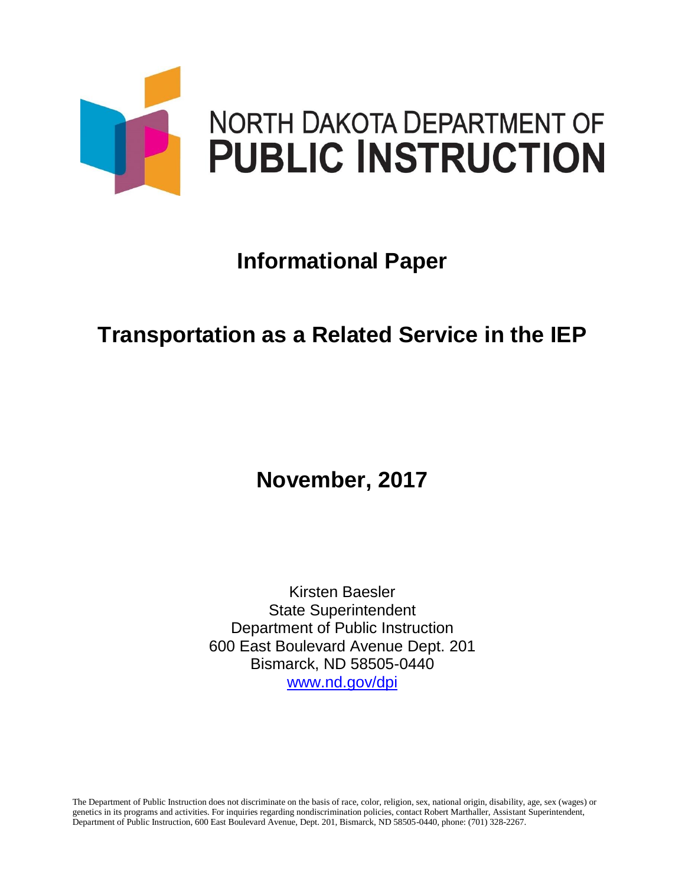NORTH DAKOTA DEPARTMENT OF
**PUBLIC INSTRUCTION**

# Informational Paper

# Transportation as a Related Service in the IEP

## November, 2017

Kirsten Baesler
State Superintendent
Department of Public Instruction
600 East Boulevard Avenue Dept. 201
Bismarck, ND 58505-0440
[www.nd.gov/dpi](http://www.nd.gov/dpi)

The Department of Public Instruction does not discriminate on the basis of race, color, religion, sex, national origin, disability, age, sex (wages) or genetics in its programs and activities. For inquiries regarding nondiscrimination policies, contact Robert Marthaller, Assistant Superintendent, Department of Public Instruction, 600 East Boulevard Avenue, Dept. 201, Bismarck, ND 58505-0440, phone: (701) 328-2267.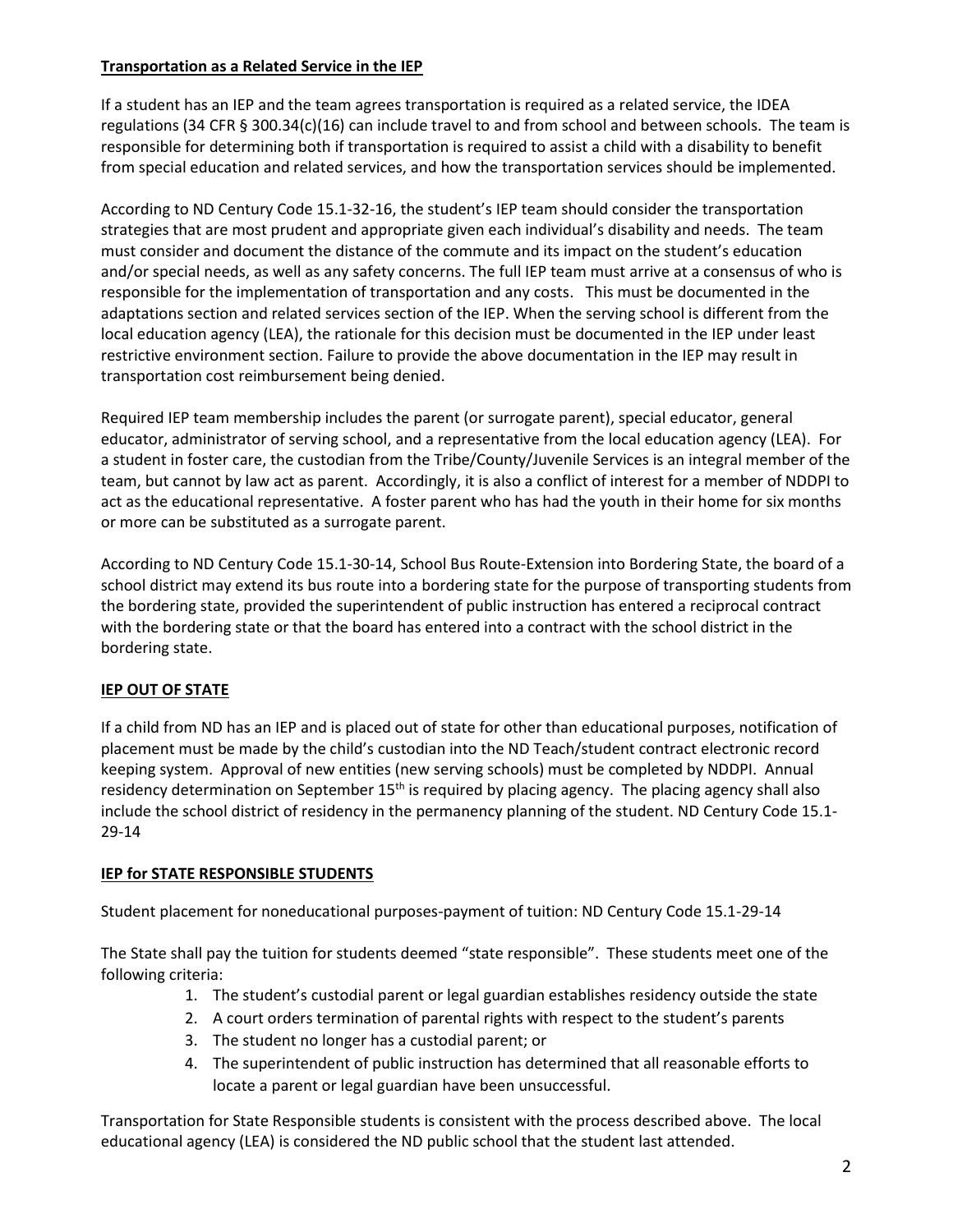**Transportation as a Related Service in the IEP**

If a student has an IEP and the team agrees transportation is required as a related service, the IDEA regulations (34 CFR § 300.34(c)(16) can include travel to and from school and between schools. The team is responsible for determining both if transportation is required to assist a child with a disability to benefit from special education and related services, and how the transportation services should be implemented.

According to ND Century Code 15.1-32-16, the student's IEP team should consider the transportation strategies that are most prudent and appropriate given each individual's disability and needs. The team must consider and document the distance of the commute and its impact on the student's education and/or special needs, as well as any safety concerns. The full IEP team must arrive at a consensus of who is responsible for the implementation of transportation and any costs. This must be documented in the adaptations section and related services section of the IEP. When the serving school is different from the local education agency (LEA), the rationale for this decision must be documented in the IEP under least restrictive environment section. Failure to provide the above documentation in the IEP may result in transportation cost reimbursement being denied.

Required IEP team membership includes the parent (or surrogate parent), special educator, general educator, administrator of serving school, and a representative from the local education agency (LEA). For a student in foster care, the custodian from the Tribe/County/Juvenile Services is an integral member of the team, but cannot by law act as parent. Accordingly, it is also a conflict of interest for a member of NDDPI to act as the educational representative. A foster parent who has had the youth in their home for six months or more can be substituted as a surrogate parent.

According to ND Century Code 15.1-30-14, School Bus Route-Extension into Bordering State, the board of a school district may extend its bus route into a bordering state for the purpose of transporting students from the bordering state, provided the superintendent of public instruction has entered a reciprocal contract with the bordering state or that the board has entered into a contract with the school district in the bordering state.

**IEP OUT OF STATE**

If a child from ND has an IEP and is placed out of state for other than educational purposes, notification of placement must be made by the child's custodian into the ND Teach/student contract electronic record keeping system. Approval of new entities (new serving schools) must be completed by NDDPI. Annual residency determination on September 15th is required by placing agency. The placing agency shall also include the school district of residency in the permanency planning of the student. ND Century Code 15.1-29-14

**IEP for STATE RESPONSIBLE STUDENTS**

Student placement for noneducational purposes-payment of tuition: ND Century Code 15.1-29-14

The State shall pay the tuition for students deemed "state responsible". These students meet one of the following criteria:

1. The student's custodial parent or legal guardian establishes residency outside the state
2. A court orders termination of parental rights with respect to the student's parents
3. The student no longer has a custodial parent; or
4. The superintendent of public instruction has determined that all reasonable efforts to locate a parent or legal guardian have been unsuccessful.

Transportation for State Responsible students is consistent with the process described above. The local educational agency (LEA) is considered the ND public school that the student last attended.